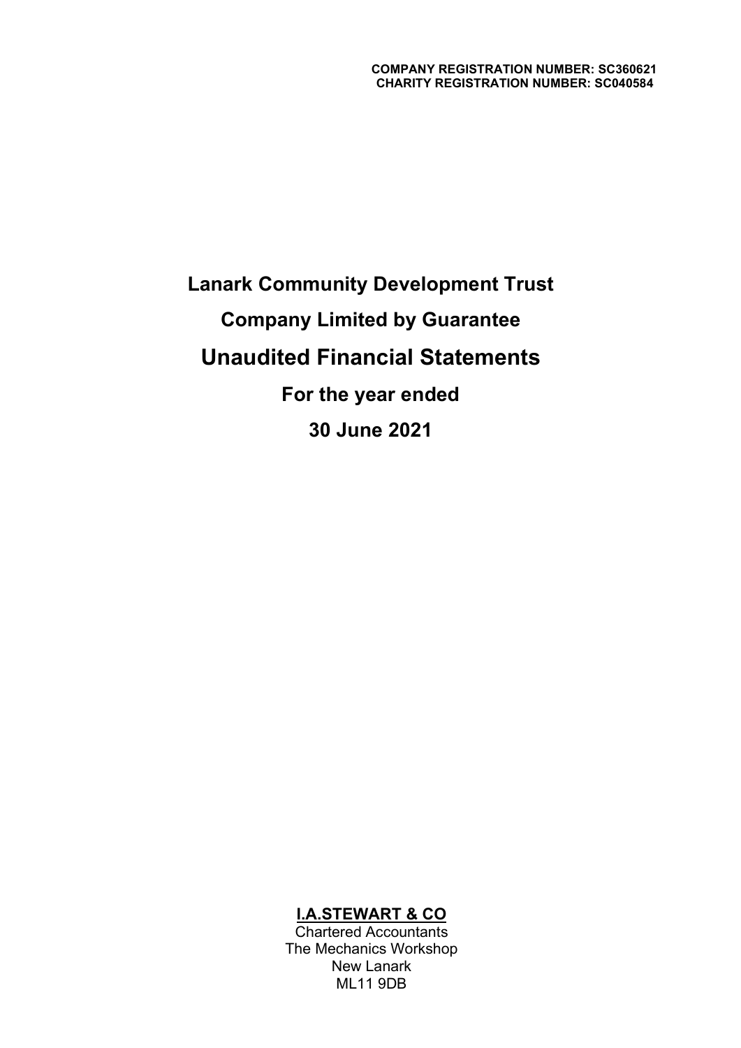**COMPANY REGISTRATION NUMBER: SC360621**
**CHARITY REGISTRATION NUMBER: SC040584**

# Lanark Community Development Trust

## Company Limited by Guarantee

# Unaudited Financial Statements

## For the year ended

## 30 June 2021

**I.A.STEWART & CO**
Chartered Accountants
The Mechanics Workshop
New Lanark
ML11 9DB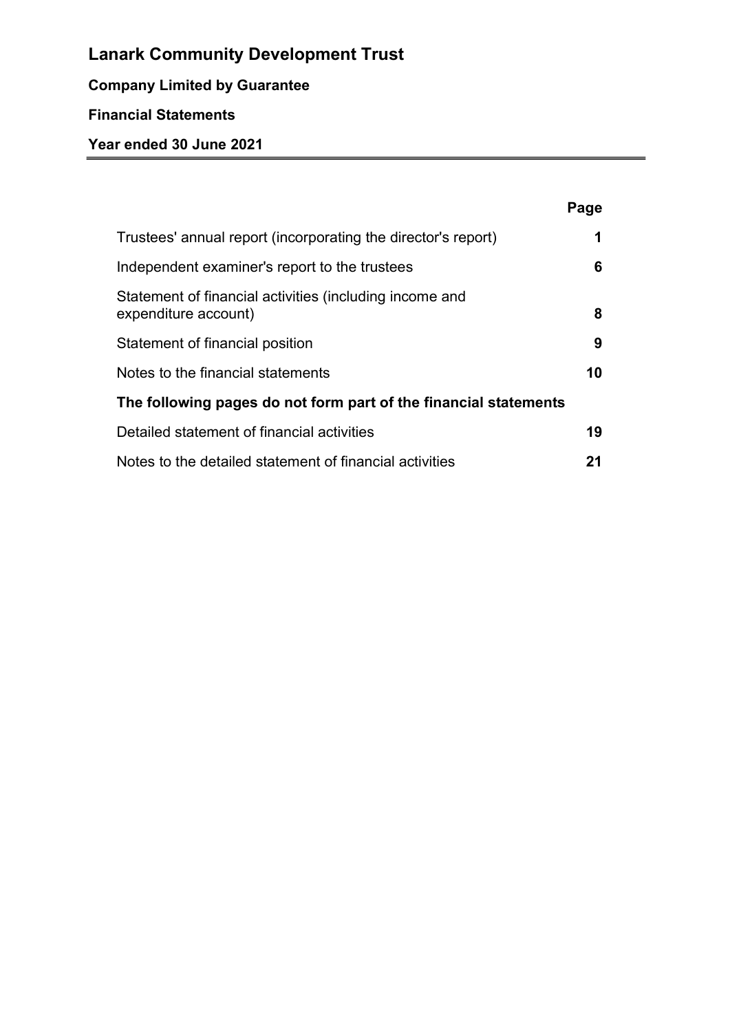# Lanark Community Development Trust

**Company Limited by Guarantee**

**Financial Statements**

**Year ended 30 June 2021**

| | Page |
|---|---|
| Trustees' annual report (incorporating the director's report) | **1** |
| Independent examiner's report to the trustees | **6** |
| Statement of financial activities (including income and expenditure account) | **8** |
| Statement of financial position | **9** |
| Notes to the financial statements | **10** |
| **The following pages do not form part of the financial statements** | |
| Detailed statement of financial activities | **19** |
| Notes to the detailed statement of financial activities | **21** |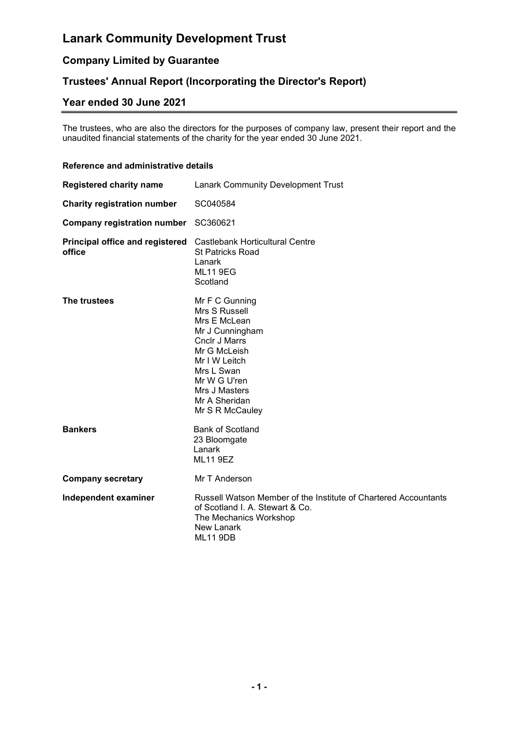# Lanark Community Development Trust

## Company Limited by Guarantee

## Trustees' Annual Report (Incorporating the Director's Report)

## Year ended 30 June 2021

The trustees, who are also the directors for the purposes of company law, present their report and the unaudited financial statements of the charity for the year ended 30 June 2021.

### Reference and administrative details

| | |
|---|---|
| **Registered charity name** | Lanark Community Development Trust |
| **Charity registration number** | SC040584 |
| **Company registration number** | SC360621 |
| **Principal office and registered office** | Castlebank Horticultural Centre<br>St Patricks Road<br>Lanark<br>ML11 9EG<br>Scotland |
| **The trustees** | Mr F C Gunning<br>Mrs S Russell<br>Mrs E McLean<br>Mr J Cunningham<br>Cnclr J Marrs<br>Mr G McLeish<br>Mr I W Leitch<br>Mrs L Swan<br>Mr W G U'ren<br>Mrs J Masters<br>Mr A Sheridan<br>Mr S R McCauley |
| **Bankers** | Bank of Scotland<br>23 Bloomgate<br>Lanark<br>ML11 9EZ |
| **Company secretary** | Mr T Anderson |
| **Independent examiner** | Russell Watson Member of the Institute of Chartered Accountants of Scotland I. A. Stewart & Co.<br>The Mechanics Workshop<br>New Lanark<br>ML11 9DB |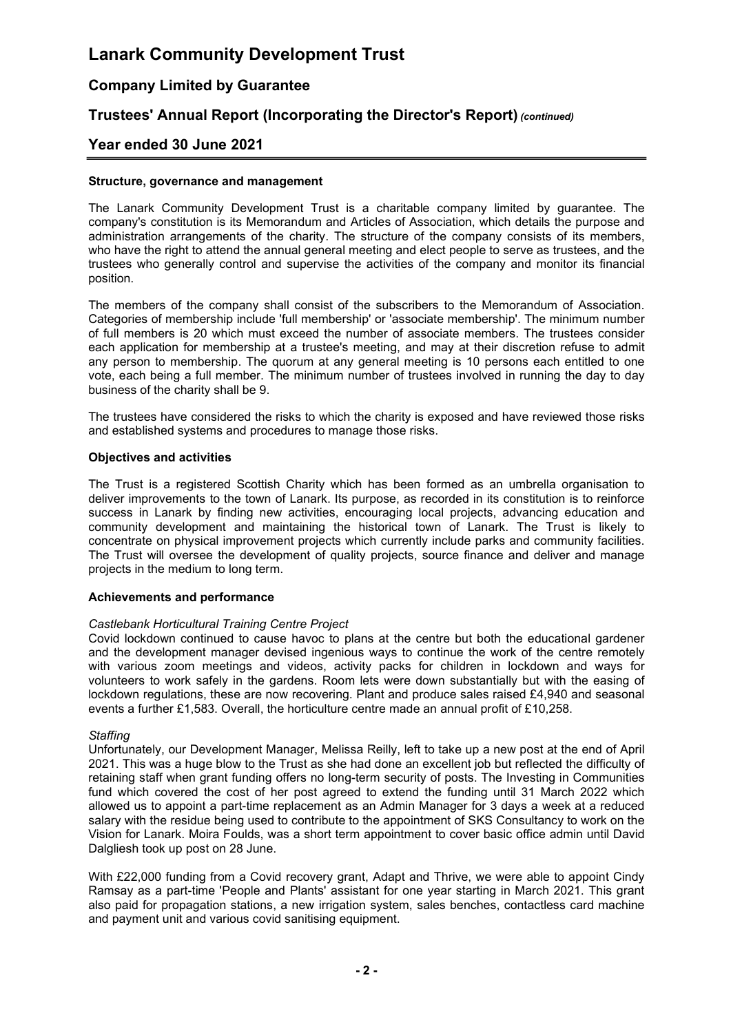# Lanark Community Development Trust

## Company Limited by Guarantee

## Trustees' Annual Report (Incorporating the Director's Report) *(continued)*

## Year ended 30 June 2021

### Structure, governance and management

The Lanark Community Development Trust is a charitable company limited by guarantee. The company's constitution is its Memorandum and Articles of Association, which details the purpose and administration arrangements of the charity. The structure of the company consists of its members, who have the right to attend the annual general meeting and elect people to serve as trustees, and the trustees who generally control and supervise the activities of the company and monitor its financial position.

The members of the company shall consist of the subscribers to the Memorandum of Association. Categories of membership include 'full membership' or 'associate membership'. The minimum number of full members is 20 which must exceed the number of associate members. The trustees consider each application for membership at a trustee's meeting, and may at their discretion refuse to admit any person to membership. The quorum at any general meeting is 10 persons each entitled to one vote, each being a full member. The minimum number of trustees involved in running the day to day business of the charity shall be 9.

The trustees have considered the risks to which the charity is exposed and have reviewed those risks and established systems and procedures to manage those risks.

### Objectives and activities

The Trust is a registered Scottish Charity which has been formed as an umbrella organisation to deliver improvements to the town of Lanark. Its purpose, as recorded in its constitution is to reinforce success in Lanark by finding new activities, encouraging local projects, advancing education and community development and maintaining the historical town of Lanark. The Trust is likely to concentrate on physical improvement projects which currently include parks and community facilities. The Trust will oversee the development of quality projects, source finance and deliver and manage projects in the medium to long term.

### Achievements and performance

*Castlebank Horticultural Training Centre Project*

Covid lockdown continued to cause havoc to plans at the centre but both the educational gardener and the development manager devised ingenious ways to continue the work of the centre remotely with various zoom meetings and videos, activity packs for children in lockdown and ways for volunteers to work safely in the gardens. Room lets were down substantially but with the easing of lockdown regulations, these are now recovering. Plant and produce sales raised £4,940 and seasonal events a further £1,583. Overall, the horticulture centre made an annual profit of £10,258.

*Staffing*

Unfortunately, our Development Manager, Melissa Reilly, left to take up a new post at the end of April 2021. This was a huge blow to the Trust as she had done an excellent job but reflected the difficulty of retaining staff when grant funding offers no long-term security of posts. The Investing in Communities fund which covered the cost of her post agreed to extend the funding until 31 March 2022 which allowed us to appoint a part-time replacement as an Admin Manager for 3 days a week at a reduced salary with the residue being used to contribute to the appointment of SKS Consultancy to work on the Vision for Lanark. Moira Foulds, was a short term appointment to cover basic office admin until David Dalgliesh took up post on 28 June.

With £22,000 funding from a Covid recovery grant, Adapt and Thrive, we were able to appoint Cindy Ramsay as a part-time 'People and Plants' assistant for one year starting in March 2021. This grant also paid for propagation stations, a new irrigation system, sales benches, contactless card machine and payment unit and various covid sanitising equipment.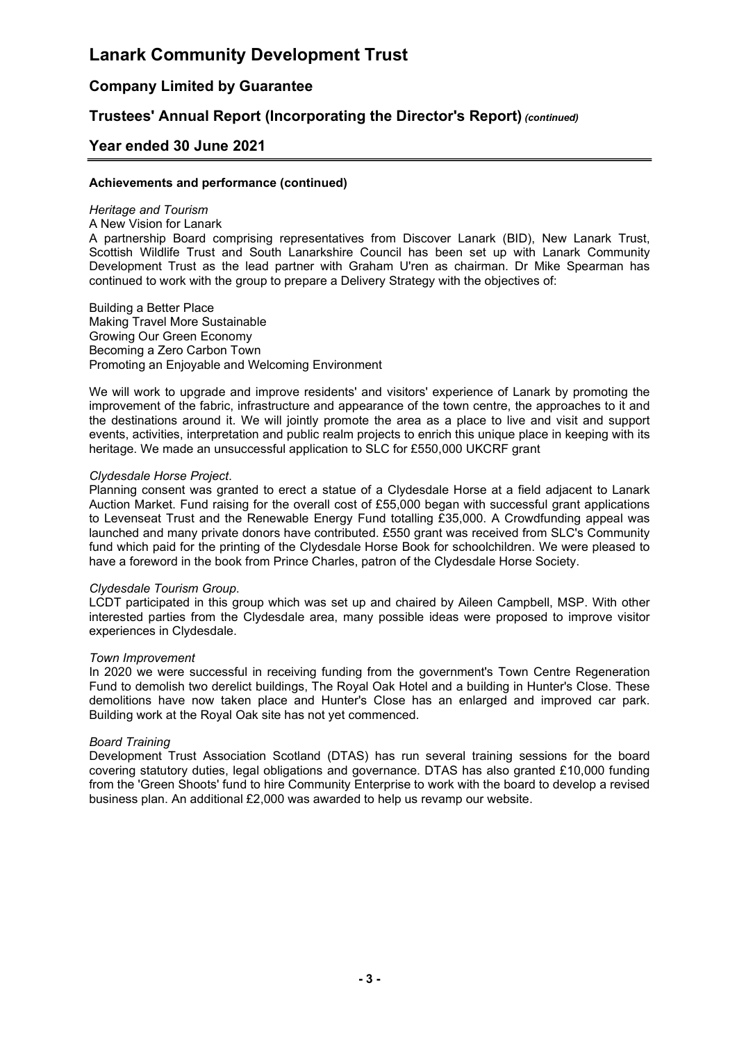#### Achievements and performance (continued)

*Heritage and Tourism*

A New Vision for Lanark

A partnership Board comprising representatives from Discover Lanark (BID), New Lanark Trust, Scottish Wildlife Trust and South Lanarkshire Council has been set up with Lanark Community Development Trust as the lead partner with Graham U'ren as chairman. Dr Mike Spearman has continued to work with the group to prepare a Delivery Strategy with the objectives of:

Building a Better Place
Making Travel More Sustainable
Growing Our Green Economy
Becoming a Zero Carbon Town
Promoting an Enjoyable and Welcoming Environment

We will work to upgrade and improve residents' and visitors' experience of Lanark by promoting the improvement of the fabric, infrastructure and appearance of the town centre, the approaches to it and the destinations around it. We will jointly promote the area as a place to live and visit and support events, activities, interpretation and public realm projects to enrich this unique place in keeping with its heritage. We made an unsuccessful application to SLC for £550,000 UKCRF grant

*Clydesdale Horse Project*.

Planning consent was granted to erect a statue of a Clydesdale Horse at a field adjacent to Lanark Auction Market. Fund raising for the overall cost of £55,000 began with successful grant applications to Levenseat Trust and the Renewable Energy Fund totalling £35,000. A Crowdfunding appeal was launched and many private donors have contributed. £550 grant was received from SLC's Community fund which paid for the printing of the Clydesdale Horse Book for schoolchildren. We were pleased to have a foreword in the book from Prince Charles, patron of the Clydesdale Horse Society.

*Clydesdale Tourism Group*.

LCDT participated in this group which was set up and chaired by Aileen Campbell, MSP. With other interested parties from the Clydesdale area, many possible ideas were proposed to improve visitor experiences in Clydesdale.

*Town Improvement*

In 2020 we were successful in receiving funding from the government's Town Centre Regeneration Fund to demolish two derelict buildings, The Royal Oak Hotel and a building in Hunter's Close. These demolitions have now taken place and Hunter's Close has an enlarged and improved car park. Building work at the Royal Oak site has not yet commenced.

*Board Training*

Development Trust Association Scotland (DTAS) has run several training sessions for the board covering statutory duties, legal obligations and governance. DTAS has also granted £10,000 funding from the 'Green Shoots' fund to hire Community Enterprise to work with the board to develop a revised business plan. An additional £2,000 was awarded to help us revamp our website.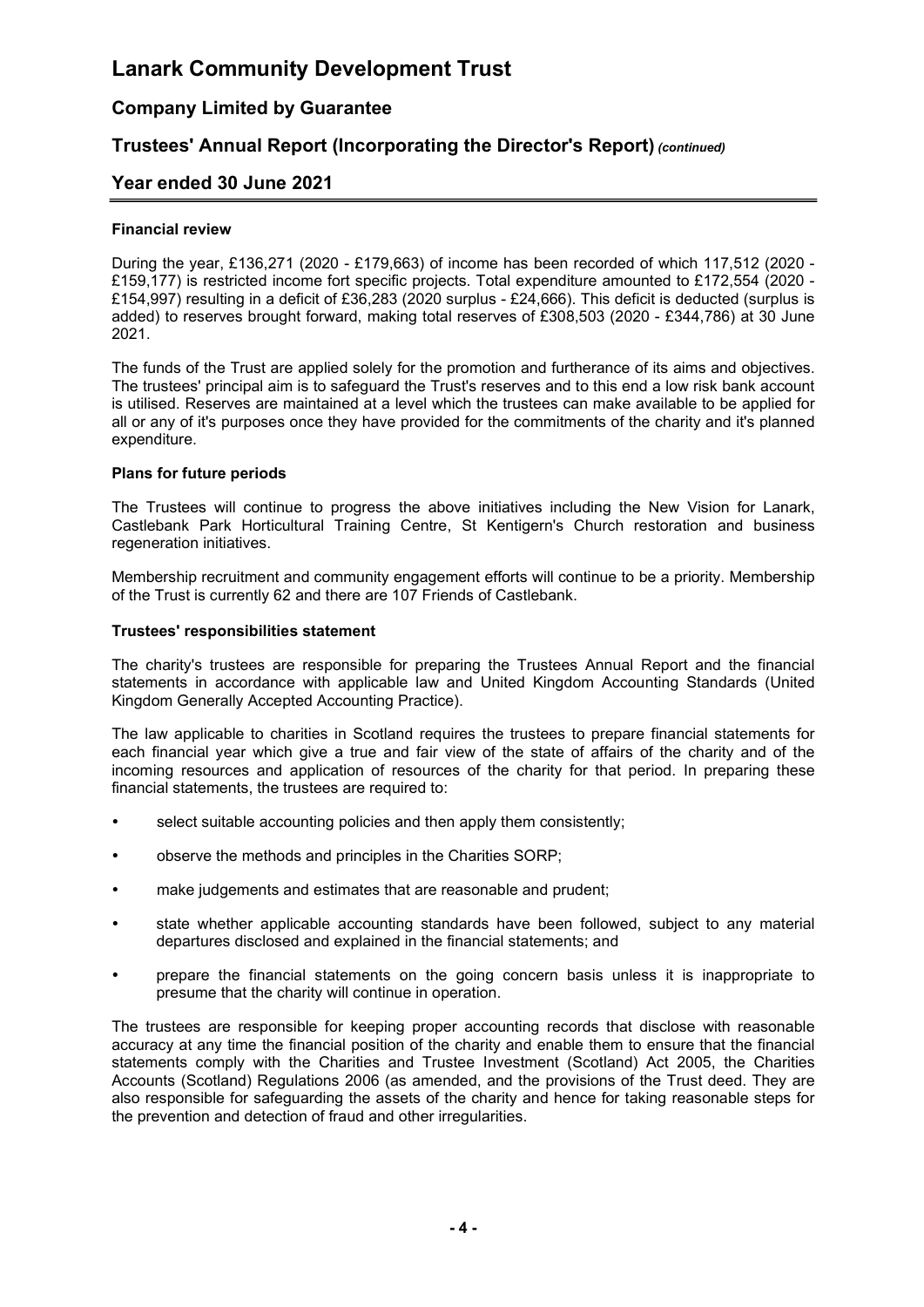# Lanark Community Development Trust

## Company Limited by Guarantee

## Trustees' Annual Report (Incorporating the Director's Report) *(continued)*

## Year ended 30 June 2021

### Financial review

During the year, £136,271 (2020 - £179,663) of income has been recorded of which 117,512 (2020 - £159,177) is restricted income fort specific projects. Total expenditure amounted to £172,554 (2020 - £154,997) resulting in a deficit of £36,283 (2020 surplus - £24,666). This deficit is deducted (surplus is added) to reserves brought forward, making total reserves of £308,503 (2020 - £344,786) at 30 June 2021.

The funds of the Trust are applied solely for the promotion and furtherance of its aims and objectives. The trustees' principal aim is to safeguard the Trust's reserves and to this end a low risk bank account is utilised. Reserves are maintained at a level which the trustees can make available to be applied for all or any of it's purposes once they have provided for the commitments of the charity and it's planned expenditure.

### Plans for future periods

The Trustees will continue to progress the above initiatives including the New Vision for Lanark, Castlebank Park Horticultural Training Centre, St Kentigern's Church restoration and business regeneration initiatives.

Membership recruitment and community engagement efforts will continue to be a priority. Membership of the Trust is currently 62 and there are 107 Friends of Castlebank.

### Trustees' responsibilities statement

The charity's trustees are responsible for preparing the Trustees Annual Report and the financial statements in accordance with applicable law and United Kingdom Accounting Standards (United Kingdom Generally Accepted Accounting Practice).

The law applicable to charities in Scotland requires the trustees to prepare financial statements for each financial year which give a true and fair view of the state of affairs of the charity and of the incoming resources and application of resources of the charity for that period. In preparing these financial statements, the trustees are required to:

- select suitable accounting policies and then apply them consistently;
- observe the methods and principles in the Charities SORP;
- make judgements and estimates that are reasonable and prudent;
- state whether applicable accounting standards have been followed, subject to any material departures disclosed and explained in the financial statements; and
- prepare the financial statements on the going concern basis unless it is inappropriate to presume that the charity will continue in operation.

The trustees are responsible for keeping proper accounting records that disclose with reasonable accuracy at any time the financial position of the charity and enable them to ensure that the financial statements comply with the Charities and Trustee Investment (Scotland) Act 2005, the Charities Accounts (Scotland) Regulations 2006 (as amended, and the provisions of the Trust deed. They are also responsible for safeguarding the assets of the charity and hence for taking reasonable steps for the prevention and detection of fraud and other irregularities.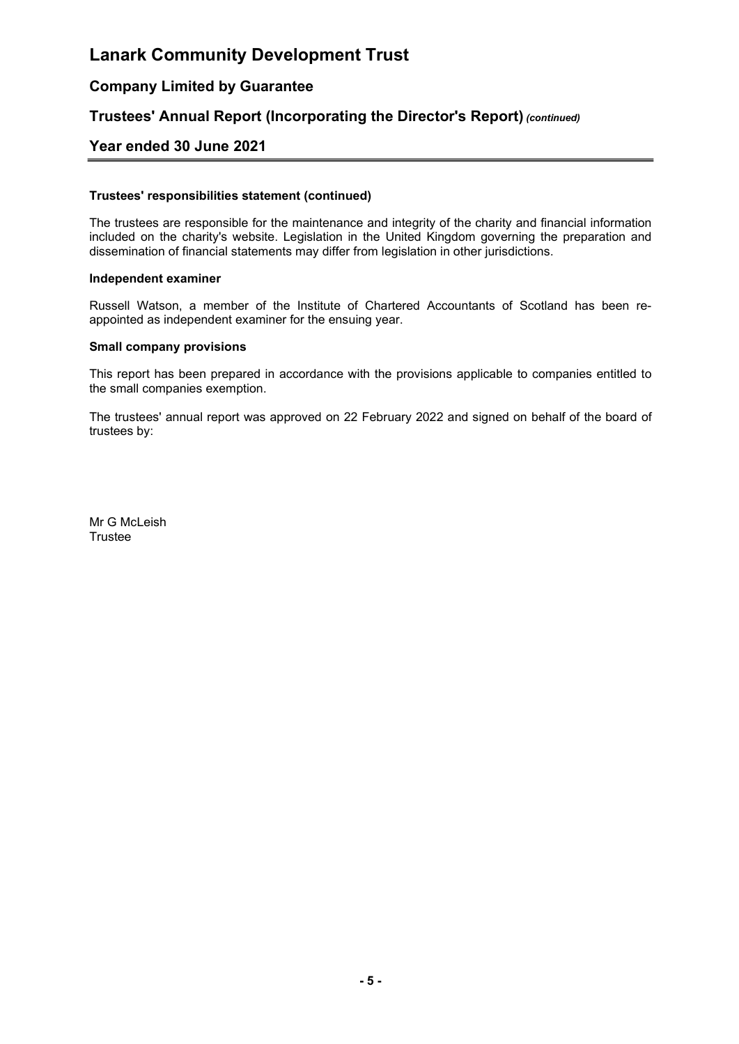# Lanark Community Development Trust

## Company Limited by Guarantee

## Trustees' Annual Report (Incorporating the Director's Report) *(continued)*

## Year ended 30 June 2021

**Trustees' responsibilities statement (continued)**

The trustees are responsible for the maintenance and integrity of the charity and financial information included on the charity's website. Legislation in the United Kingdom governing the preparation and dissemination of financial statements may differ from legislation in other jurisdictions.

**Independent examiner**

Russell Watson, a member of the Institute of Chartered Accountants of Scotland has been re-appointed as independent examiner for the ensuing year.

**Small company provisions**

This report has been prepared in accordance with the provisions applicable to companies entitled to the small companies exemption.

The trustees' annual report was approved on 22 February 2022 and signed on behalf of the board of trustees by:

Mr G McLeish
Trustee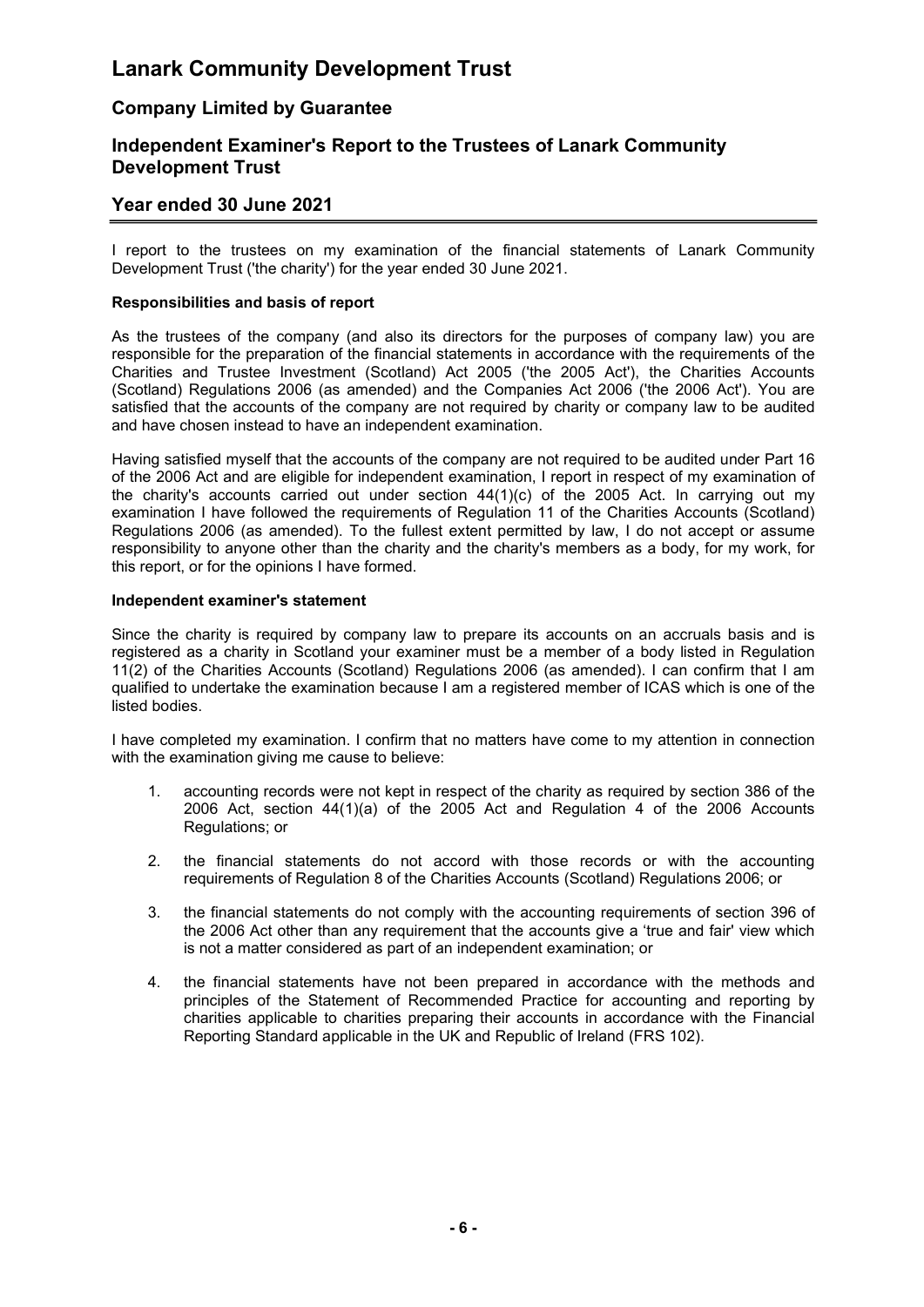# Lanark Community Development Trust

## Company Limited by Guarantee

## Independent Examiner's Report to the Trustees of Lanark Community Development Trust

## Year ended 30 June 2021

I report to the trustees on my examination of the financial statements of Lanark Community Development Trust ('the charity') for the year ended 30 June 2021.

**Responsibilities and basis of report**

As the trustees of the company (and also its directors for the purposes of company law) you are responsible for the preparation of the financial statements in accordance with the requirements of the Charities and Trustee Investment (Scotland) Act 2005 ('the 2005 Act'), the Charities Accounts (Scotland) Regulations 2006 (as amended) and the Companies Act 2006 ('the 2006 Act'). You are satisfied that the accounts of the company are not required by charity or company law to be audited and have chosen instead to have an independent examination.

Having satisfied myself that the accounts of the company are not required to be audited under Part 16 of the 2006 Act and are eligible for independent examination, I report in respect of my examination of the charity's accounts carried out under section 44(1)(c) of the 2005 Act. In carrying out my examination I have followed the requirements of Regulation 11 of the Charities Accounts (Scotland) Regulations 2006 (as amended). To the fullest extent permitted by law, I do not accept or assume responsibility to anyone other than the charity and the charity's members as a body, for my work, for this report, or for the opinions I have formed.

**Independent examiner's statement**

Since the charity is required by company law to prepare its accounts on an accruals basis and is registered as a charity in Scotland your examiner must be a member of a body listed in Regulation 11(2) of the Charities Accounts (Scotland) Regulations 2006 (as amended). I can confirm that I am qualified to undertake the examination because I am a registered member of ICAS which is one of the listed bodies.

I have completed my examination. I confirm that no matters have come to my attention in connection with the examination giving me cause to believe:

1. accounting records were not kept in respect of the charity as required by section 386 of the 2006 Act, section 44(1)(a) of the 2005 Act and Regulation 4 of the 2006 Accounts Regulations; or
2. the financial statements do not accord with those records or with the accounting requirements of Regulation 8 of the Charities Accounts (Scotland) Regulations 2006; or
3. the financial statements do not comply with the accounting requirements of section 396 of the 2006 Act other than any requirement that the accounts give a 'true and fair' view which is not a matter considered as part of an independent examination; or
4. the financial statements have not been prepared in accordance with the methods and principles of the Statement of Recommended Practice for accounting and reporting by charities applicable to charities preparing their accounts in accordance with the Financial Reporting Standard applicable in the UK and Republic of Ireland (FRS 102).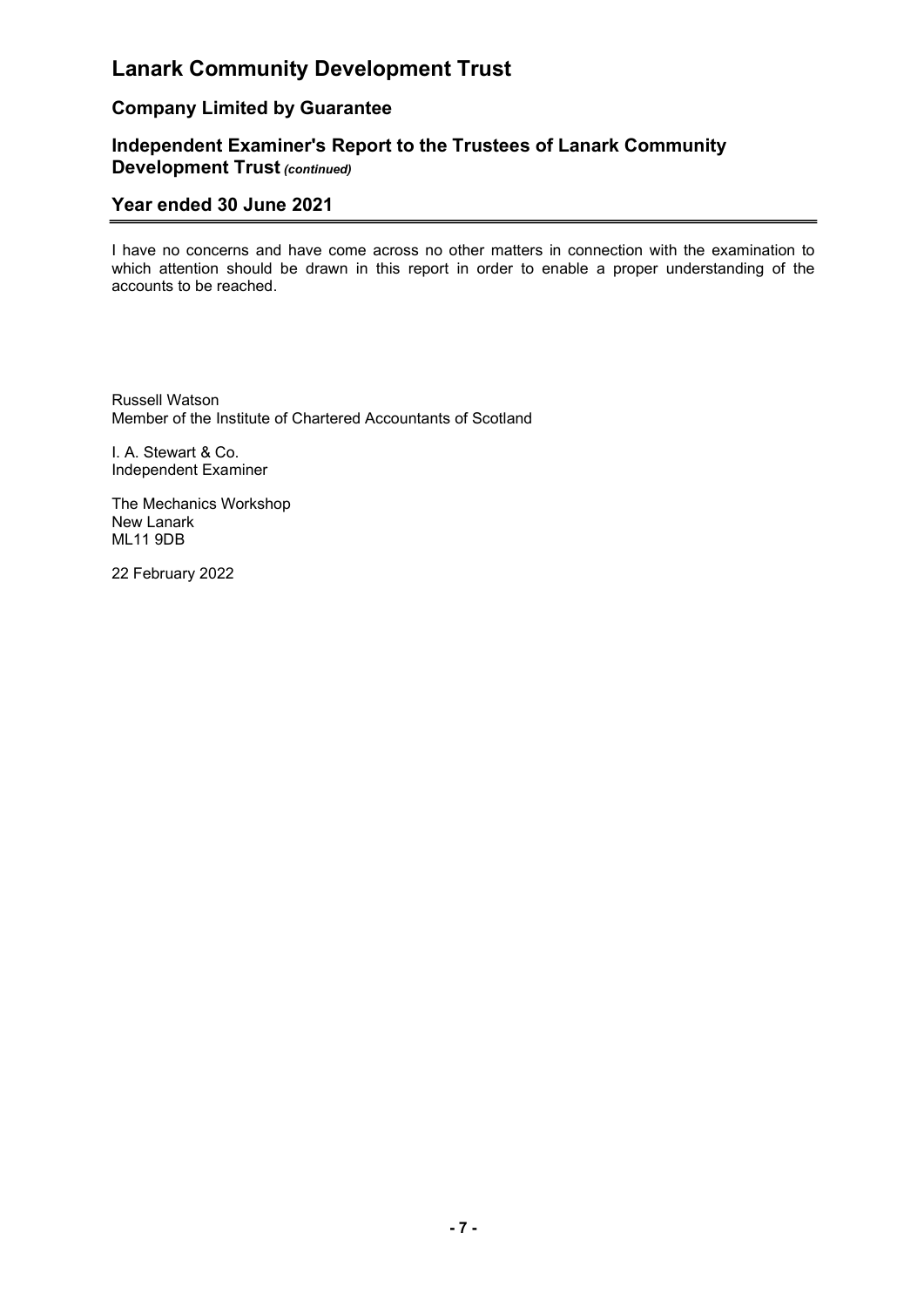# Lanark Community Development Trust

## Company Limited by Guarantee

## Independent Examiner's Report to the Trustees of Lanark Community Development Trust *(continued)*

## Year ended 30 June 2021

I have no concerns and have come across no other matters in connection with the examination to which attention should be drawn in this report in order to enable a proper understanding of the accounts to be reached.

Russell Watson
Member of the Institute of Chartered Accountants of Scotland

I. A. Stewart & Co.
Independent Examiner

The Mechanics Workshop
New Lanark
ML11 9DB

22 February 2022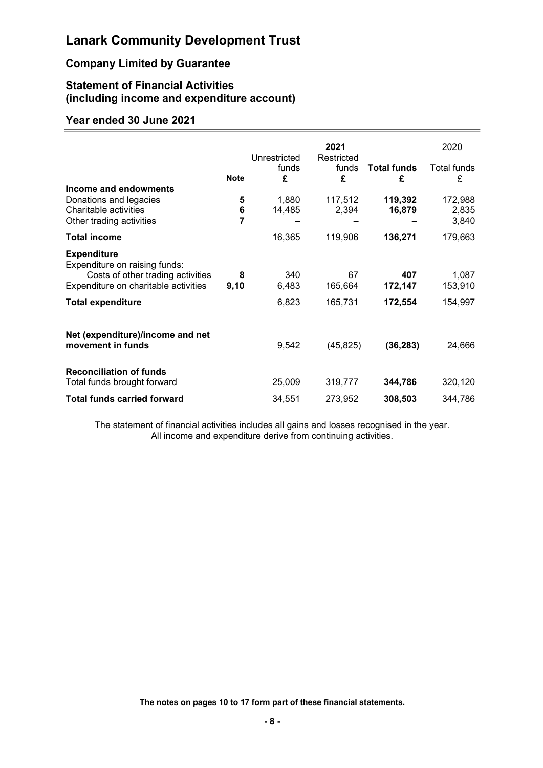# Lanark Community Development Trust

## Company Limited by Guarantee

## Statement of Financial Activities (including income and expenditure account)

## Year ended 30 June 2021

| | Note | 2021 Unrestricted funds £ | 2021 Restricted funds £ | 2021 **Total funds £** | 2020 Total funds £ |
|---|---|---|---|---|---|
| **Income and endowments** | | | | | |
| Donations and legacies | 5 | 1,880 | 117,512 | **119,392** | 172,988 |
| Charitable activities | 6 | 14,485 | 2,394 | **16,879** | 2,835 |
| Other trading activities | 7 | – | – | **–** | 3,840 |
| **Total income** | | 16,365 | 119,906 | **136,271** | 179,663 |
| **Expenditure** | | | | | |
| Expenditure on raising funds: | | | | | |
| Costs of other trading activities | 8 | 340 | 67 | **407** | 1,087 |
| Expenditure on charitable activities | 9,10 | 6,483 | 165,664 | **172,147** | 153,910 |
| **Total expenditure** | | 6,823 | 165,731 | **172,554** | 154,997 |
| **Net (expenditure)/income and net movement in funds** | | 9,542 | (45,825) | **(36,283)** | 24,666 |
| **Reconciliation of funds** | | | | | |
| Total funds brought forward | | 25,009 | 319,777 | **344,786** | 320,120 |
| **Total funds carried forward** | | 34,551 | 273,952 | **308,503** | 344,786 |

The statement of financial activities includes all gains and losses recognised in the year.
All income and expenditure derive from continuing activities.

**The notes on pages 10 to 17 form part of these financial statements.**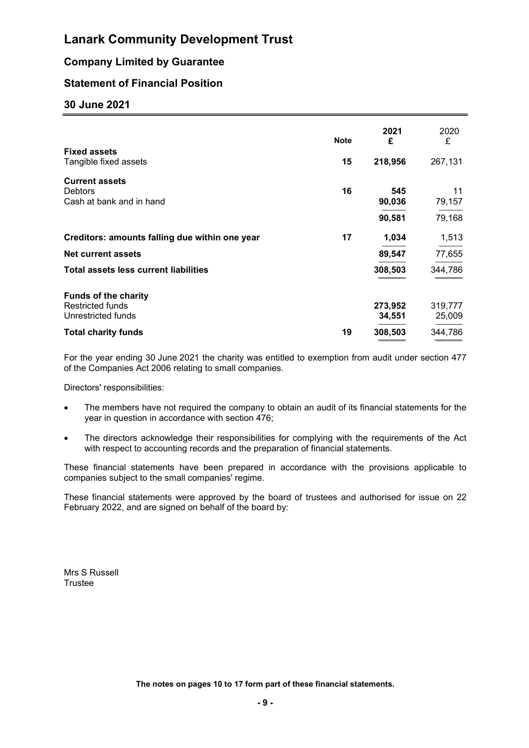# Lanark Community Development Trust

## Company Limited by Guarantee

## Statement of Financial Position

## 30 June 2021

| | Note | 2021 £ | 2020 £ |
|---|---|---|---|
| **Fixed assets** | | | |
| Tangible fixed assets | 15 | **218,956** | 267,131 |
| **Current assets** | | | |
| Debtors | 16 | **545** | 11 |
| Cash at bank and in hand | | **90,036** | 79,157 |
| | | **90,581** | 79,168 |
| **Creditors: amounts falling due within one year** | 17 | **1,034** | 1,513 |
| **Net current assets** | | **89,547** | 77,655 |
| **Total assets less current liabilities** | | **308,503** | 344,786 |
| **Funds of the charity** | | | |
| Restricted funds | | **273,952** | 319,777 |
| Unrestricted funds | | **34,551** | 25,009 |
| **Total charity funds** | 19 | **308,503** | 344,786 |

For the year ending 30 June 2021 the charity was entitled to exemption from audit under section 477 of the Companies Act 2006 relating to small companies.

Directors' responsibilities:

- The members have not required the company to obtain an audit of its financial statements for the year in question in accordance with section 476;
- The directors acknowledge their responsibilities for complying with the requirements of the Act with respect to accounting records and the preparation of financial statements.

These financial statements have been prepared in accordance with the provisions applicable to companies subject to the small companies' regime.

These financial statements were approved by the board of trustees and authorised for issue on 22 February 2022, and are signed on behalf of the board by:

Mrs S Russell
Trustee

**The notes on pages 10 to 17 form part of these financial statements.**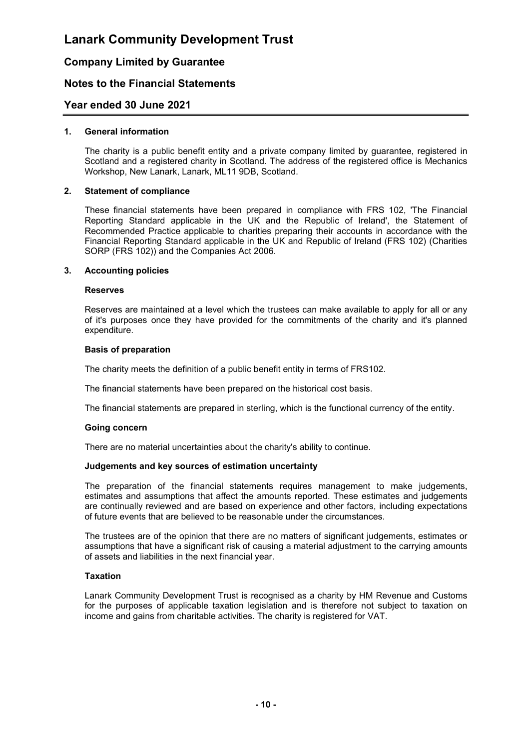# Lanark Community Development Trust

## Company Limited by Guarantee

## Notes to the Financial Statements

## Year ended 30 June 2021

### 1. General information

The charity is a public benefit entity and a private company limited by guarantee, registered in Scotland and a registered charity in Scotland. The address of the registered office is Mechanics Workshop, New Lanark, Lanark, ML11 9DB, Scotland.

### 2. Statement of compliance

These financial statements have been prepared in compliance with FRS 102, 'The Financial Reporting Standard applicable in the UK and the Republic of Ireland', the Statement of Recommended Practice applicable to charities preparing their accounts in accordance with the Financial Reporting Standard applicable in the UK and Republic of Ireland (FRS 102) (Charities SORP (FRS 102)) and the Companies Act 2006.

### 3. Accounting policies

**Reserves**

Reserves are maintained at a level which the trustees can make available to apply for all or any of it's purposes once they have provided for the commitments of the charity and it's planned expenditure.

**Basis of preparation**

The charity meets the definition of a public benefit entity in terms of FRS102.

The financial statements have been prepared on the historical cost basis.

The financial statements are prepared in sterling, which is the functional currency of the entity.

**Going concern**

There are no material uncertainties about the charity's ability to continue.

**Judgements and key sources of estimation uncertainty**

The preparation of the financial statements requires management to make judgements, estimates and assumptions that affect the amounts reported. These estimates and judgements are continually reviewed and are based on experience and other factors, including expectations of future events that are believed to be reasonable under the circumstances.

The trustees are of the opinion that there are no matters of significant judgements, estimates or assumptions that have a significant risk of causing a material adjustment to the carrying amounts of assets and liabilities in the next financial year.

**Taxation**

Lanark Community Development Trust is recognised as a charity by HM Revenue and Customs for the purposes of applicable taxation legislation and is therefore not subject to taxation on income and gains from charitable activities. The charity is registered for VAT.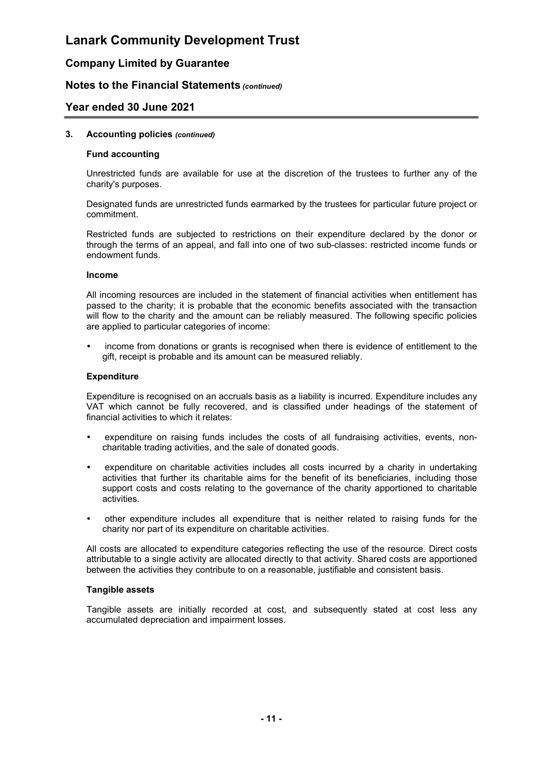### 3. Accounting policies *(continued)*

#### Fund accounting

Unrestricted funds are available for use at the discretion of the trustees to further any of the charity's purposes.

Designated funds are unrestricted funds earmarked by the trustees for particular future project or commitment.

Restricted funds are subjected to restrictions on their expenditure declared by the donor or through the terms of an appeal, and fall into one of two sub-classes: restricted income funds or endowment funds.

#### Income

All incoming resources are included in the statement of financial activities when entitlement has passed to the charity; it is probable that the economic benefits associated with the transaction will flow to the charity and the amount can be reliably measured. The following specific policies are applied to particular categories of income:

- income from donations or grants is recognised when there is evidence of entitlement to the gift, receipt is probable and its amount can be measured reliably.

#### Expenditure

Expenditure is recognised on an accruals basis as a liability is incurred. Expenditure includes any VAT which cannot be fully recovered, and is classified under headings of the statement of financial activities to which it relates:

- expenditure on raising funds includes the costs of all fundraising activities, events, non-charitable trading activities, and the sale of donated goods.
- expenditure on charitable activities includes all costs incurred by a charity in undertaking activities that further its charitable aims for the benefit of its beneficiaries, including those support costs and costs relating to the governance of the charity apportioned to charitable activities.
- other expenditure includes all expenditure that is neither related to raising funds for the charity nor part of its expenditure on charitable activities.

All costs are allocated to expenditure categories reflecting the use of the resource. Direct costs attributable to a single activity are allocated directly to that activity. Shared costs are apportioned between the activities they contribute to on a reasonable, justifiable and consistent basis.

#### Tangible assets

Tangible assets are initially recorded at cost, and subsequently stated at cost less any accumulated depreciation and impairment losses.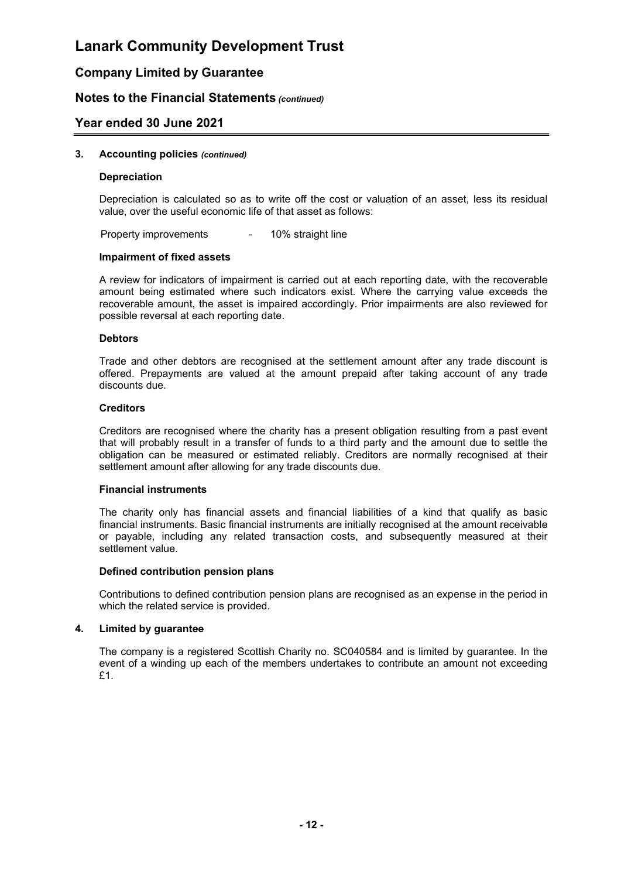### 3. Accounting policies *(continued)*

#### Depreciation

Depreciation is calculated so as to write off the cost or valuation of an asset, less its residual value, over the useful economic life of that asset as follows:

Property improvements - 10% straight line

#### Impairment of fixed assets

A review for indicators of impairment is carried out at each reporting date, with the recoverable amount being estimated where such indicators exist. Where the carrying value exceeds the recoverable amount, the asset is impaired accordingly. Prior impairments are also reviewed for possible reversal at each reporting date.

#### Debtors

Trade and other debtors are recognised at the settlement amount after any trade discount is offered. Prepayments are valued at the amount prepaid after taking account of any trade discounts due.

#### Creditors

Creditors are recognised where the charity has a present obligation resulting from a past event that will probably result in a transfer of funds to a third party and the amount due to settle the obligation can be measured or estimated reliably. Creditors are normally recognised at their settlement amount after allowing for any trade discounts due.

#### Financial instruments

The charity only has financial assets and financial liabilities of a kind that qualify as basic financial instruments. Basic financial instruments are initially recognised at the amount receivable or payable, including any related transaction costs, and subsequently measured at their settlement value.

#### Defined contribution pension plans

Contributions to defined contribution pension plans are recognised as an expense in the period in which the related service is provided.

### 4. Limited by guarantee

The company is a registered Scottish Charity no. SC040584 and is limited by guarantee. In the event of a winding up each of the members undertakes to contribute an amount not exceeding £1.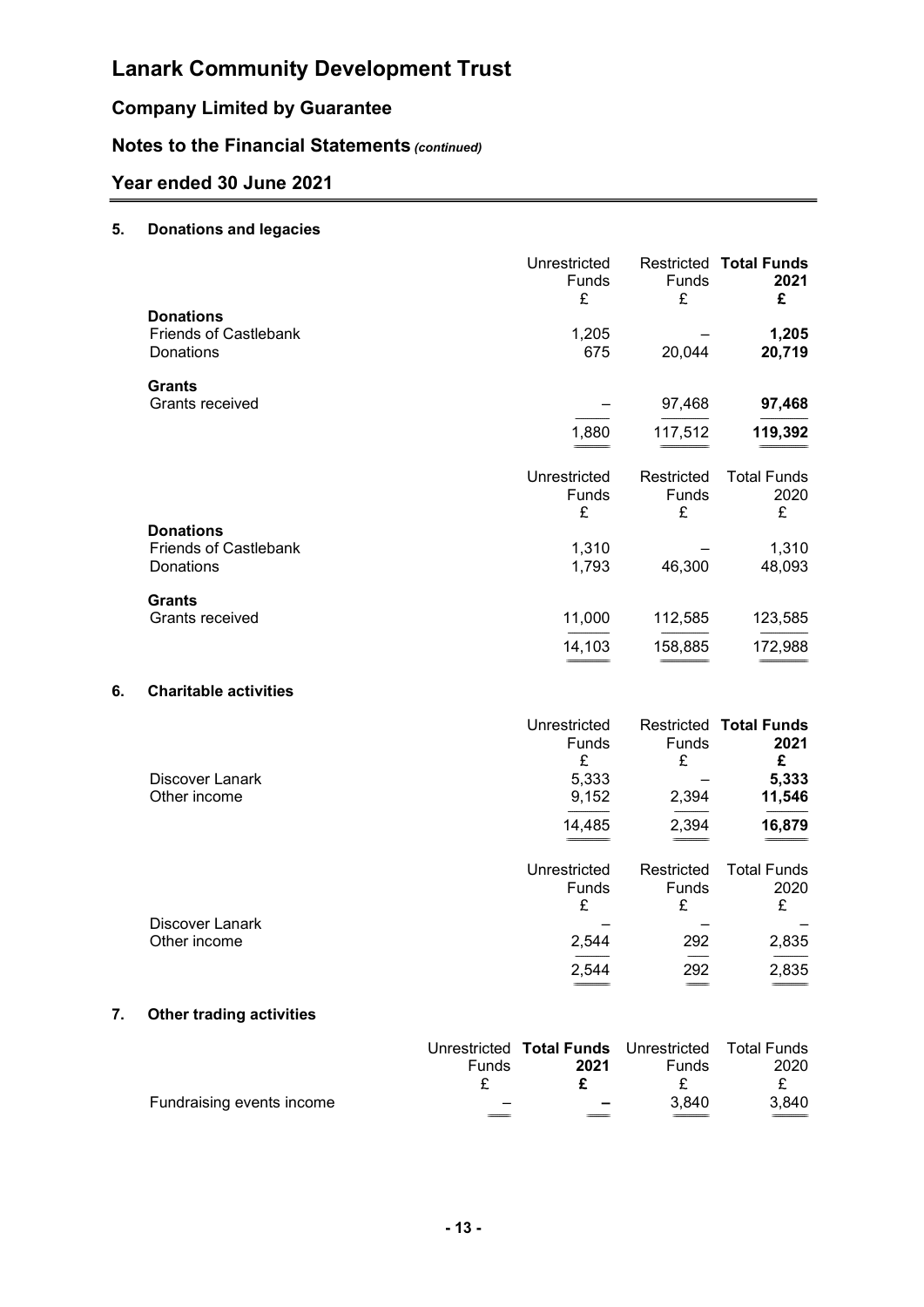# Lanark Community Development Trust

## Company Limited by Guarantee

## Notes to the Financial Statements *(continued)*

## Year ended 30 June 2021

### 5. Donations and legacies

| | Unrestricted Funds £ | Restricted Funds £ | **Total Funds 2021 £** |
|---|---|---|---|
| **Donations** | | | |
| Friends of Castlebank | 1,205 | – | **1,205** |
| Donations | 675 | 20,044 | **20,719** |
| **Grants** | | | |
| Grants received | – | 97,468 | **97,468** |
| | 1,880 | 117,512 | **119,392** |

| | Unrestricted Funds £ | Restricted Funds £ | Total Funds 2020 £ |
|---|---|---|---|
| **Donations** | | | |
| Friends of Castlebank | 1,310 | – | 1,310 |
| Donations | 1,793 | 46,300 | 48,093 |
| **Grants** | | | |
| Grants received | 11,000 | 112,585 | 123,585 |
| | 14,103 | 158,885 | 172,988 |

### 6. Charitable activities

| | Unrestricted Funds £ | Restricted Funds £ | **Total Funds 2021 £** |
|---|---|---|---|
| Discover Lanark | 5,333 | – | **5,333** |
| Other income | 9,152 | 2,394 | **11,546** |
| | 14,485 | 2,394 | **16,879** |

| | Unrestricted Funds £ | Restricted Funds £ | Total Funds 2020 £ |
|---|---|---|---|
| Discover Lanark | – | – | – |
| Other income | 2,544 | 292 | 2,835 |
| | 2,544 | 292 | 2,835 |

### 7. Other trading activities

| | Unrestricted Funds £ | **Total Funds 2021 £** | Unrestricted Funds £ | Total Funds 2020 £ |
|---|---|---|---|---|
| Fundraising events income | – | **–** | 3,840 | 3,840 |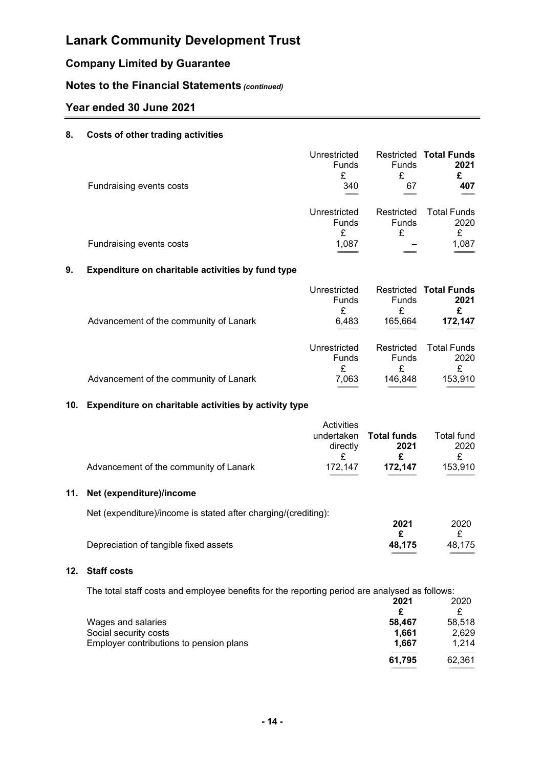# Lanark Community Development Trust

## Company Limited by Guarantee

## Notes to the Financial Statements *(continued)*

## Year ended 30 June 2021

### 8. Costs of other trading activities

| | Unrestricted Funds £ | Restricted Funds £ | **Total Funds 2021 £** |
|---|---|---|---|
| Fundraising events costs | 340 | 67 | **407** |

| | Unrestricted Funds £ | Restricted Funds £ | Total Funds 2020 £ |
|---|---|---|---|
| Fundraising events costs | 1,087 | – | 1,087 |

### 9. Expenditure on charitable activities by fund type

| | Unrestricted Funds £ | Restricted Funds £ | **Total Funds 2021 £** |
|---|---|---|---|
| Advancement of the community of Lanark | 6,483 | 165,664 | **172,147** |

| | Unrestricted Funds £ | Restricted Funds £ | Total Funds 2020 £ |
|---|---|---|---|
| Advancement of the community of Lanark | 7,063 | 146,848 | 153,910 |

### 10. Expenditure on charitable activities by activity type

| | Activities undertaken directly £ | **Total funds 2021 £** | Total fund 2020 £ |
|---|---|---|---|
| Advancement of the community of Lanark | 172,147 | **172,147** | 153,910 |

### 11. Net (expenditure)/income

Net (expenditure)/income is stated after charging/(crediting):

| | **2021 £** | 2020 £ |
|---|---|---|
| Depreciation of tangible fixed assets | **48,175** | 48,175 |

### 12. Staff costs

The total staff costs and employee benefits for the reporting period are analysed as follows:

| | **2021 £** | 2020 £ |
|---|---|---|
| Wages and salaries | **58,467** | 58,518 |
| Social security costs | **1,661** | 2,629 |
| Employer contributions to pension plans | **1,667** | 1,214 |
| | **61,795** | 62,361 |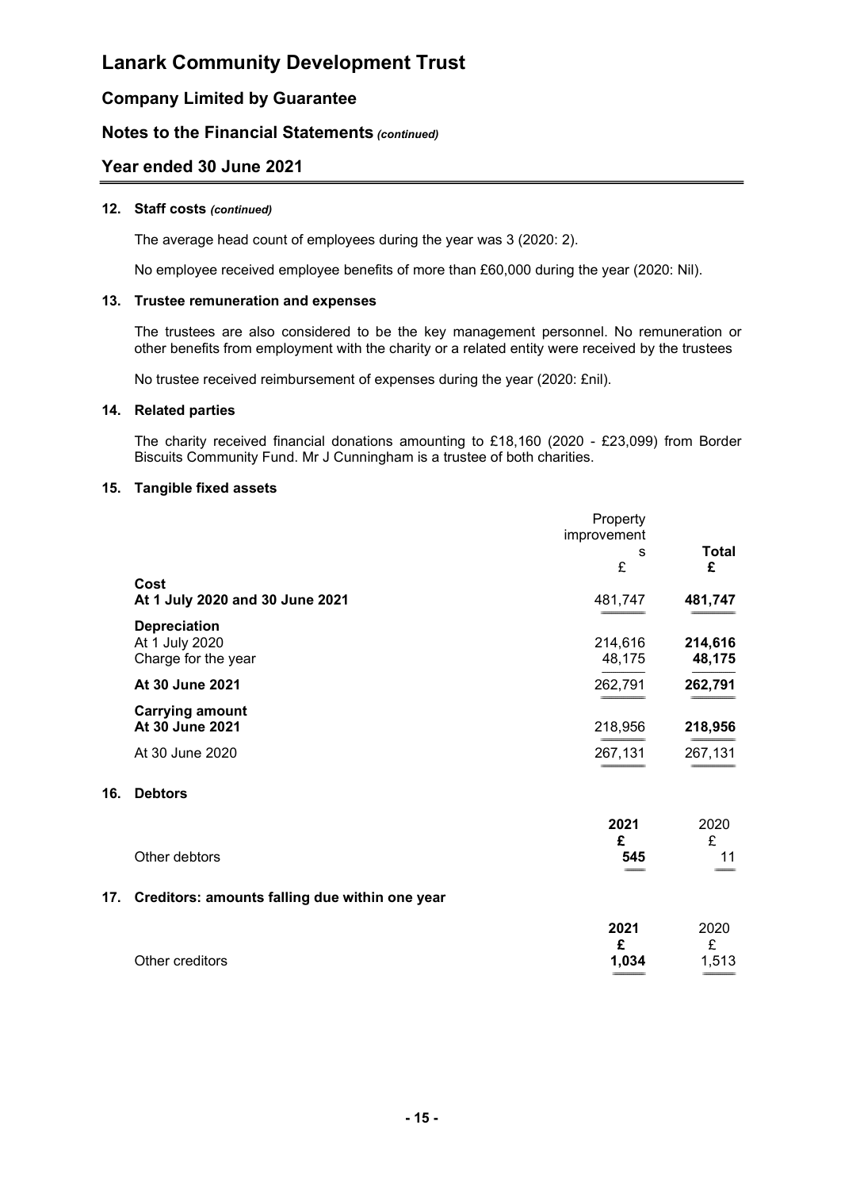# Lanark Community Development Trust

## Company Limited by Guarantee

## Notes to the Financial Statements *(continued)*

## Year ended 30 June 2021

### 12. Staff costs *(continued)*

The average head count of employees during the year was 3 (2020: 2).

No employee received employee benefits of more than £60,000 during the year (2020: Nil).

### 13. Trustee remuneration and expenses

The trustees are also considered to be the key management personnel. No remuneration or other benefits from employment with the charity or a related entity were received by the trustees

No trustee received reimbursement of expenses during the year (2020: £nil).

### 14. Related parties

The charity received financial donations amounting to £18,160 (2020 - £23,099) from Border Biscuits Community Fund. Mr J Cunningham is a trustee of both charities.

### 15. Tangible fixed assets

| | Property improvements £ | **Total £** |
|---|---|---|
| **Cost** | | |
| **At 1 July 2020 and 30 June 2021** | 481,747 | **481,747** |
| **Depreciation** | | |
| At 1 July 2020 | 214,616 | **214,616** |
| Charge for the year | 48,175 | **48,175** |
| **At 30 June 2021** | 262,791 | **262,791** |
| **Carrying amount** | | |
| **At 30 June 2021** | 218,956 | **218,956** |
| At 30 June 2020 | 267,131 | 267,131 |

### 16. Debtors

| | **2021 £** | 2020 £ |
|---|---|---|
| Other debtors | **545** | 11 |

### 17. Creditors: amounts falling due within one year

| | **2021 £** | 2020 £ |
|---|---|---|
| Other creditors | **1,034** | 1,513 |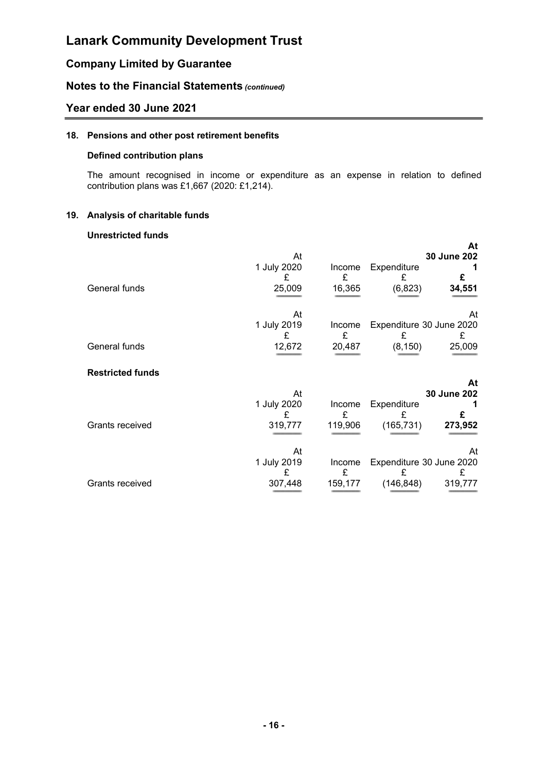## 18. Pensions and other post retirement benefits

### Defined contribution plans

The amount recognised in income or expenditure as an expense in relation to defined contribution plans was £1,667 (2020: £1,214).

## 19. Analysis of charitable funds

### Unrestricted funds

| | At 1 July 2020 | Income | Expenditure | At 30 June 2021 |
|---|---|---|---|---|
| | £ | £ | £ | **£** |
| General funds | 25,009 | 16,365 | (6,823) | **34,551** |

| | At 1 July 2019 | Income | Expenditure | At 30 June 2020 |
|---|---|---|---|---|
| | £ | £ | £ | £ |
| General funds | 12,672 | 20,487 | (8,150) | 25,009 |

### Restricted funds

| | At 1 July 2020 | Income | Expenditure | At 30 June 2021 |
|---|---|---|---|---|
| | £ | £ | £ | **£** |
| Grants received | 319,777 | 119,906 | (165,731) | **273,952** |

| | At 1 July 2019 | Income | Expenditure | At 30 June 2020 |
|---|---|---|---|---|
| | £ | £ | £ | £ |
| Grants received | 307,448 | 159,177 | (146,848) | 319,777 |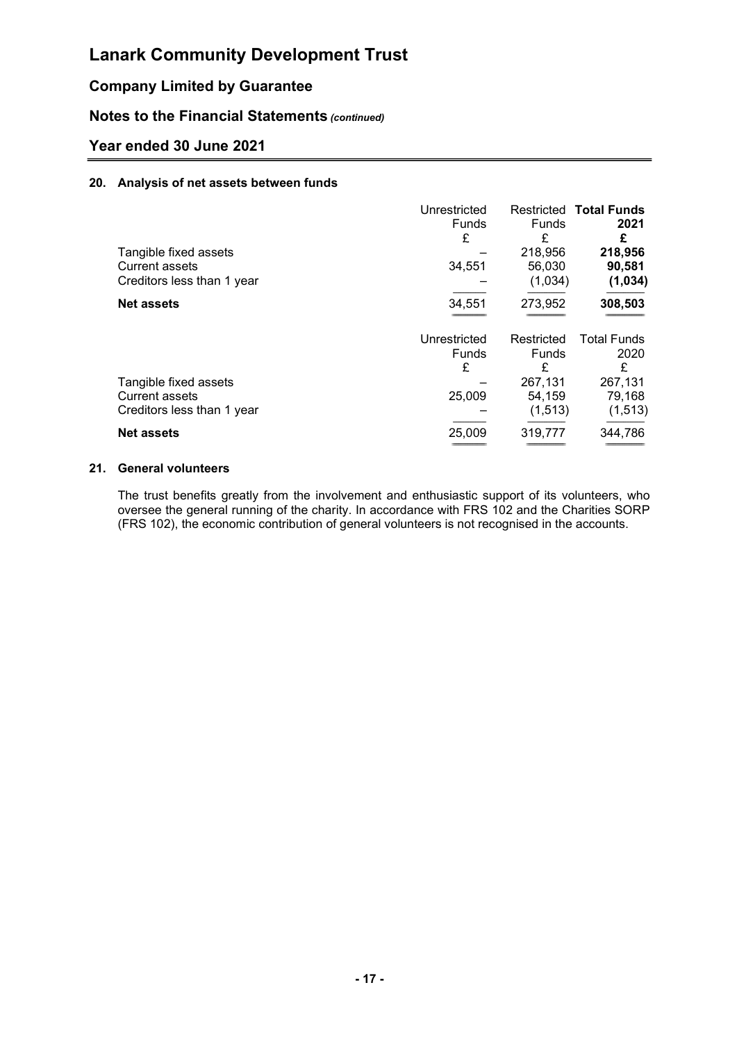# Lanark Community Development Trust

## Company Limited by Guarantee

## Notes to the Financial Statements *(continued)*

## Year ended 30 June 2021

### 20. Analysis of net assets between funds

| | Unrestricted Funds | Restricted Funds | **Total Funds 2021** |
|---|---|---|---|
| | £ | £ | **£** |
| Tangible fixed assets | – | 218,956 | **218,956** |
| Current assets | 34,551 | 56,030 | **90,581** |
| Creditors less than 1 year | – | (1,034) | **(1,034)** |
| **Net assets** | 34,551 | 273,952 | **308,503** |

| | Unrestricted Funds | Restricted Funds | Total Funds 2020 |
|---|---|---|---|
| | £ | £ | £ |
| Tangible fixed assets | – | 267,131 | 267,131 |
| Current assets | 25,009 | 54,159 | 79,168 |
| Creditors less than 1 year | – | (1,513) | (1,513) |
| **Net assets** | 25,009 | 319,777 | 344,786 |

### 21. General volunteers

The trust benefits greatly from the involvement and enthusiastic support of its volunteers, who oversee the general running of the charity. In accordance with FRS 102 and the Charities SORP (FRS 102), the economic contribution of general volunteers is not recognised in the accounts.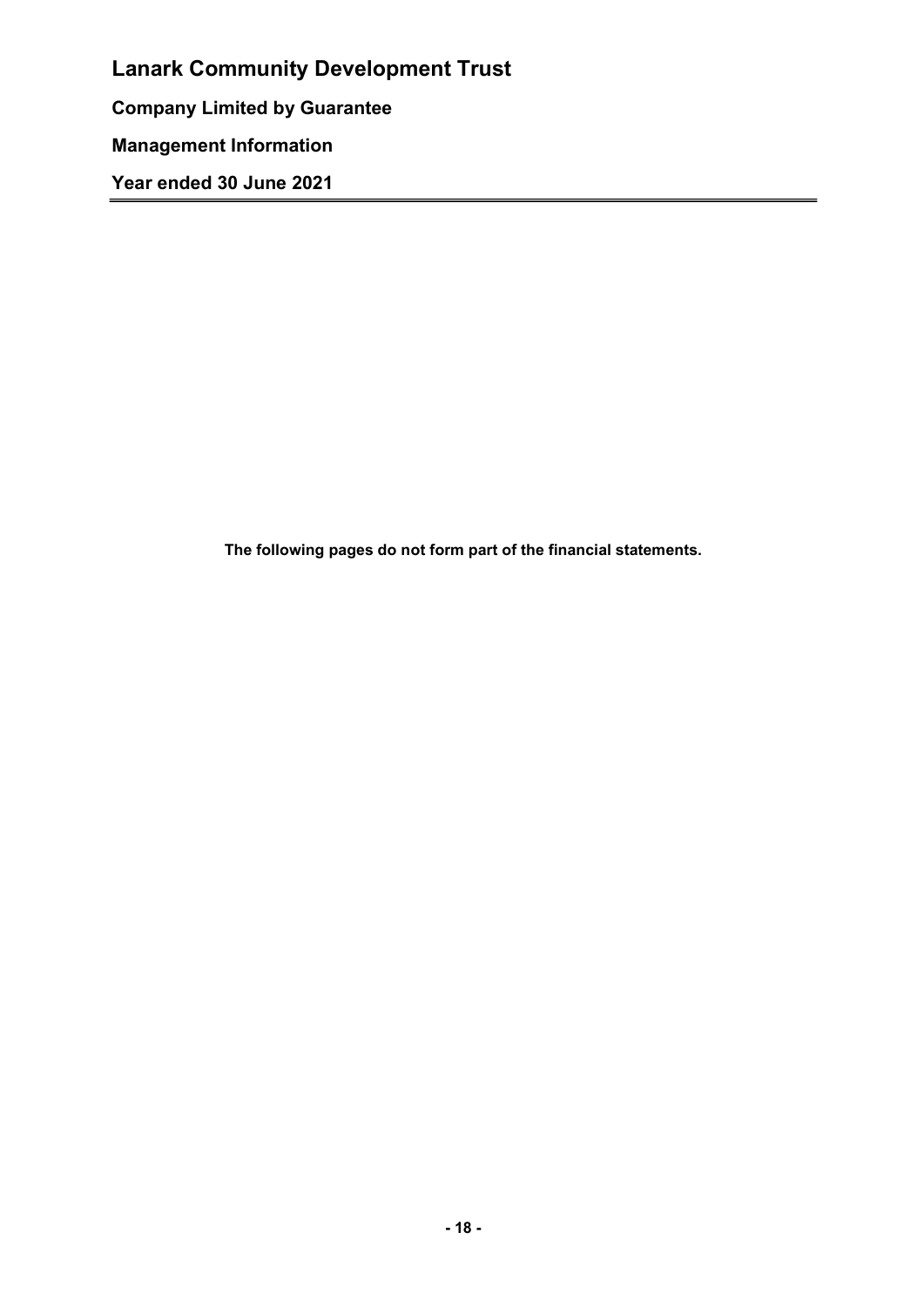# Lanark Community Development Trust

**Company Limited by Guarantee**

**Management Information**

**Year ended 30 June 2021**

**The following pages do not form part of the financial statements.**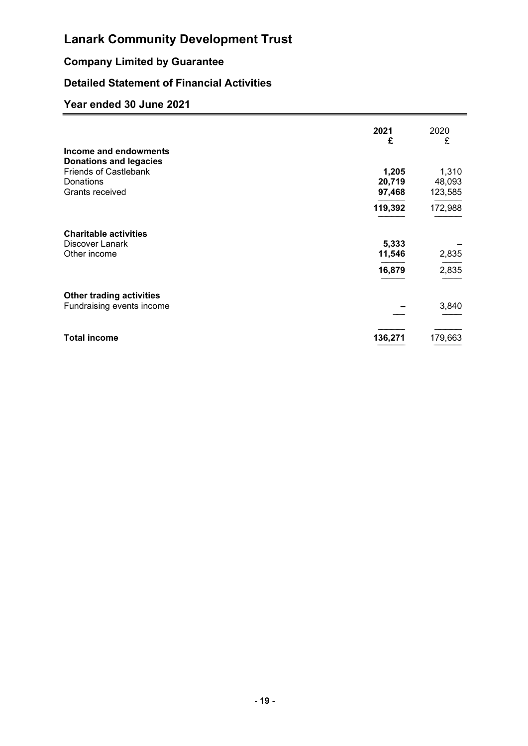# Lanark Community Development Trust

## Company Limited by Guarantee

## Detailed Statement of Financial Activities

## Year ended 30 June 2021

| | 2021 £ | 2020 £ |
|---|---|---|
| **Income and endowments** | | |
| **Donations and legacies** | | |
| Friends of Castlebank | **1,205** | 1,310 |
| Donations | **20,719** | 48,093 |
| Grants received | **97,468** | 123,585 |
| | **119,392** | 172,988 |
| **Charitable activities** | | |
| Discover Lanark | **5,333** | – |
| Other income | **11,546** | 2,835 |
| | **16,879** | 2,835 |
| **Other trading activities** | | |
| Fundraising events income | **–** | 3,840 |
| **Total income** | **136,271** | 179,663 |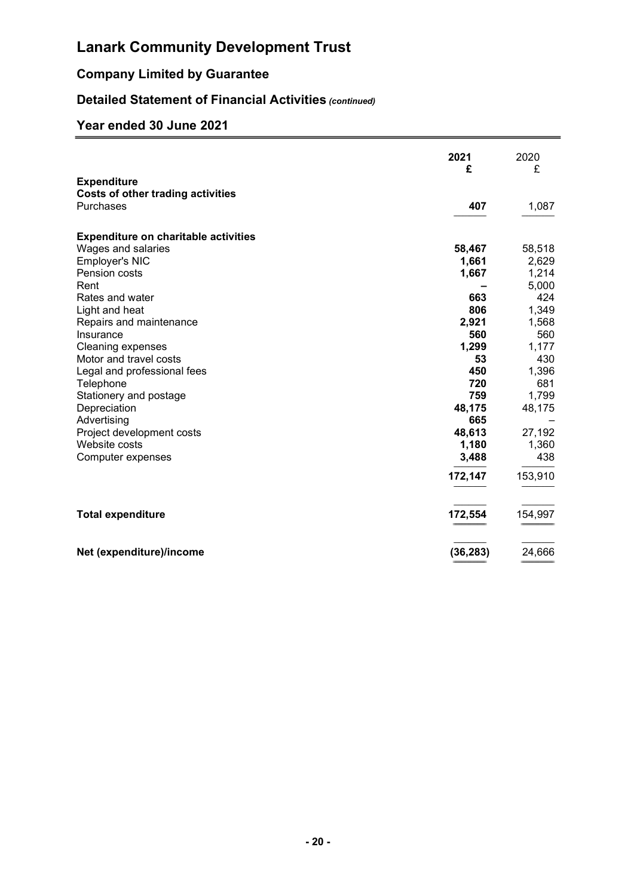# Lanark Community Development Trust

## Company Limited by Guarantee

## Detailed Statement of Financial Activities *(continued)*

## Year ended 30 June 2021

| | 2021 £ | 2020 £ |
|---|---|---|
| **Expenditure** | | |
| **Costs of other trading activities** | | |
| Purchases | **407** | 1,087 |
| | | |
| **Expenditure on charitable activities** | | |
| Wages and salaries | **58,467** | 58,518 |
| Employer's NIC | **1,661** | 2,629 |
| Pension costs | **1,667** | 1,214 |
| Rent | **–** | 5,000 |
| Rates and water | **663** | 424 |
| Light and heat | **806** | 1,349 |
| Repairs and maintenance | **2,921** | 1,568 |
| Insurance | **560** | 560 |
| Cleaning expenses | **1,299** | 1,177 |
| Motor and travel costs | **53** | 430 |
| Legal and professional fees | **450** | 1,396 |
| Telephone | **720** | 681 |
| Stationery and postage | **759** | 1,799 |
| Depreciation | **48,175** | 48,175 |
| Advertising | **665** | – |
| Project development costs | **48,613** | 27,192 |
| Website costs | **1,180** | 1,360 |
| Computer expenses | **3,488** | 438 |
| | **172,147** | 153,910 |
| | | |
| **Total expenditure** | **172,554** | 154,997 |
| | | |
| **Net (expenditure)/income** | **(36,283)** | 24,666 |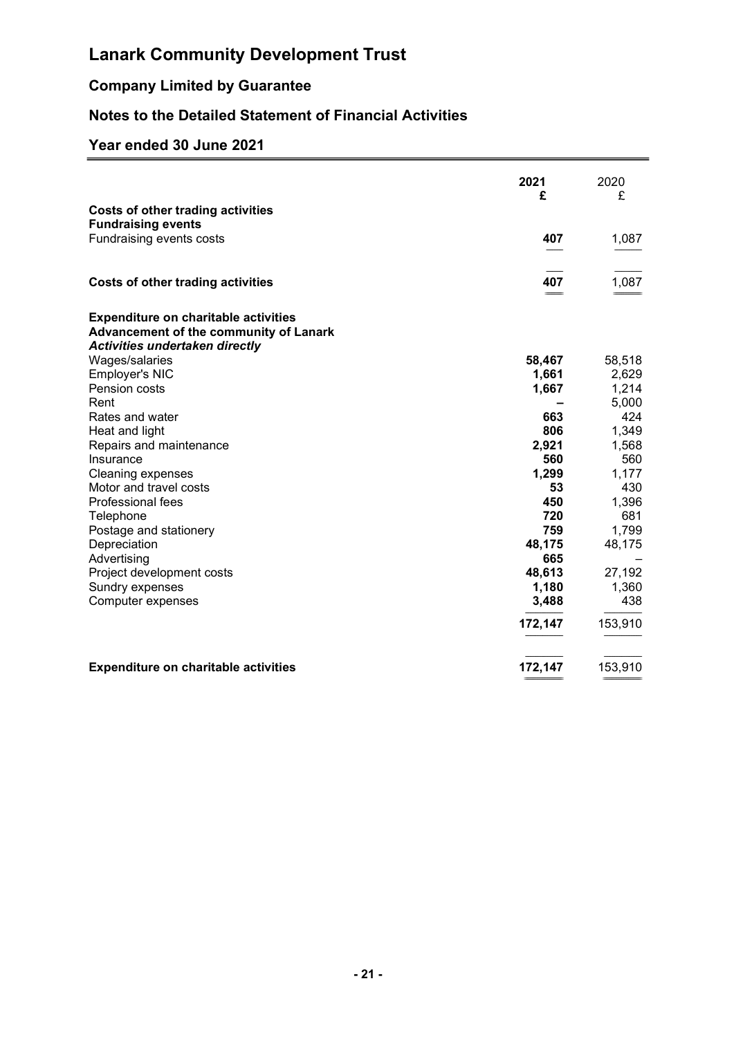# Lanark Community Development Trust

## Company Limited by Guarantee

## Notes to the Detailed Statement of Financial Activities

## Year ended 30 June 2021

| | 2021 £ | 2020 £ |
|---|---|---|
| **Costs of other trading activities** | | |
| **Fundraising events** | | |
| Fundraising events costs | **407** | 1,087 |
| **Costs of other trading activities** | **407** | 1,087 |
| **Expenditure on charitable activities** | | |
| **Advancement of the community of Lanark** | | |
| ***Activities undertaken directly*** | | |
| Wages/salaries | **58,467** | 58,518 |
| Employer's NIC | **1,661** | 2,629 |
| Pension costs | **1,667** | 1,214 |
| Rent | **–** | 5,000 |
| Rates and water | **663** | 424 |
| Heat and light | **806** | 1,349 |
| Repairs and maintenance | **2,921** | 1,568 |
| Insurance | **560** | 560 |
| Cleaning expenses | **1,299** | 1,177 |
| Motor and travel costs | **53** | 430 |
| Professional fees | **450** | 1,396 |
| Telephone | **720** | 681 |
| Postage and stationery | **759** | 1,799 |
| Depreciation | **48,175** | 48,175 |
| Advertising | **665** | – |
| Project development costs | **48,613** | 27,192 |
| Sundry expenses | **1,180** | 1,360 |
| Computer expenses | **3,488** | 438 |
| | **172,147** | 153,910 |
| **Expenditure on charitable activities** | **172,147** | 153,910 |